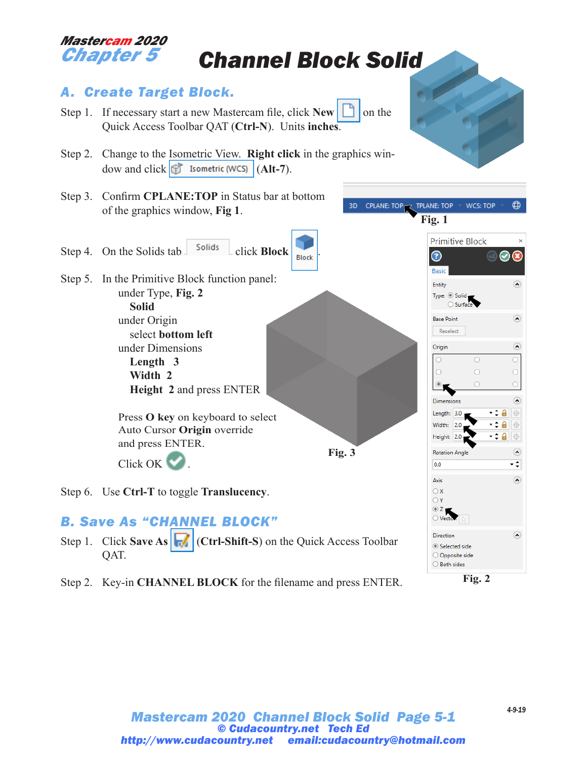Mastercam 2020
Chapter 5

# Channel Block Solid

## A. Create Target Block.

Step 1. If necessary start a new Mastercam file, click **New** on the Quick Access Toolbar QAT (**Ctrl-N**). Units **inches**.

Step 2. Change to the Isometric View. **Right click** in the graphics window and click Isometric (WCS) (**Alt-7**).

Step 3. Confirm **CPLANE:TOP** in Status bar at bottom of the graphics window, **Fig 1**.

3D CPLANE: TOP TPLANE: TOP WCS: TOP

**Fig. 1**

Step 4. On the Solids tab Solids click **Block** Block.

Step 5. In the Primitive Block function panel:
- under Type, **Fig. 2**
  - **Solid**
- under Origin
  - select **bottom left**
- under Dimensions
  - **Length** 3
  - **Width** 2
  - **Height** 2 and press ENTER

Press **O key** on keyboard to select Auto Cursor **Origin** override and press ENTER.

Click OK.

**Fig. 3**

Primitive Block

Basic

Entity
Type: Solid / Surface

Base Point
Reselect

Origin

Dimensions
Length: 3.0
Width: 2.0
Height: 2.0

Rotation Angle
0.0

Axis
X
Y
Z
Vector

Direction
Selected side
Opposite side
Both sides

**Fig. 2**

Step 6. Use **Ctrl-T** to toggle **Translucency**.

## B. Save As "CHANNEL BLOCK"

Step 1. Click **Save As** (**Ctrl-Shift-S**) on the Quick Access Toolbar QAT.

Step 2. Key-in **CHANNEL BLOCK** for the filename and press ENTER.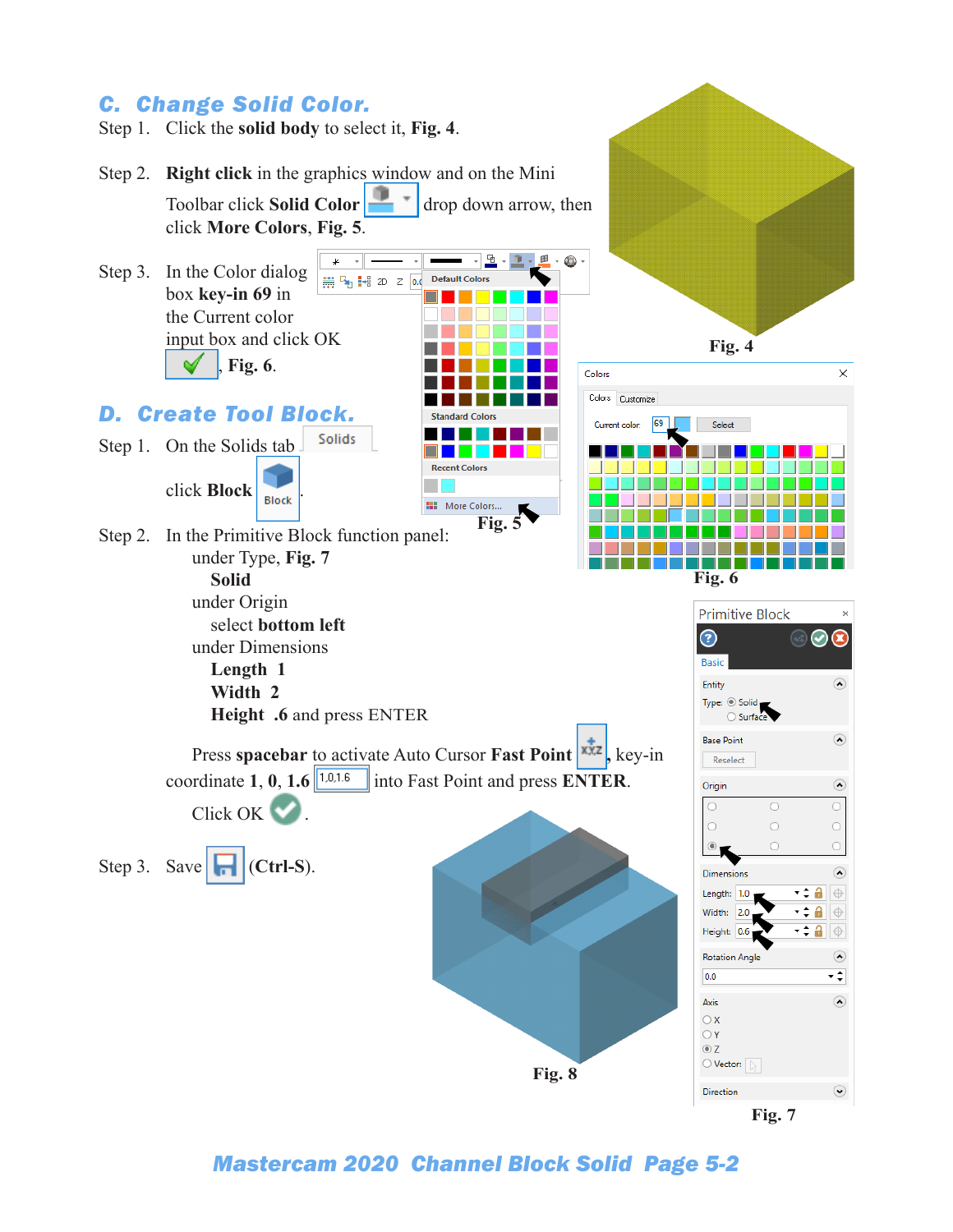## C. Change Solid Color.

Step 1. Click the **solid body** to select it, **Fig. 4**.

Step 2. **Right click** in the graphics window and on the Mini Toolbar click **Solid Color** drop down arrow, then click **More Colors**, **Fig. 5**.

Step 3. In the Color dialog box **key-in 69** in the Current color input box and click OK, **Fig. 6**.

Fig. 4

Fig. 5

Fig. 6

## D. Create Tool Block.

Step 1. On the Solids tab Solids click **Block** Block.

Step 2. In the Primitive Block function panel:
under Type, **Fig. 7**
**Solid**
under Origin
select **bottom left**
under Dimensions
**Length 1**
**Width 2**
**Height .6** and press ENTER

Press **spacebar** to activate Auto Cursor **Fast Point**, key-in coordinate **1**, **0**, **1.6** 1,0,1.6 into Fast Point and press **ENTER**.

Click OK.

Step 3. Save (**Ctrl-S**).

Fig. 8

Fig. 7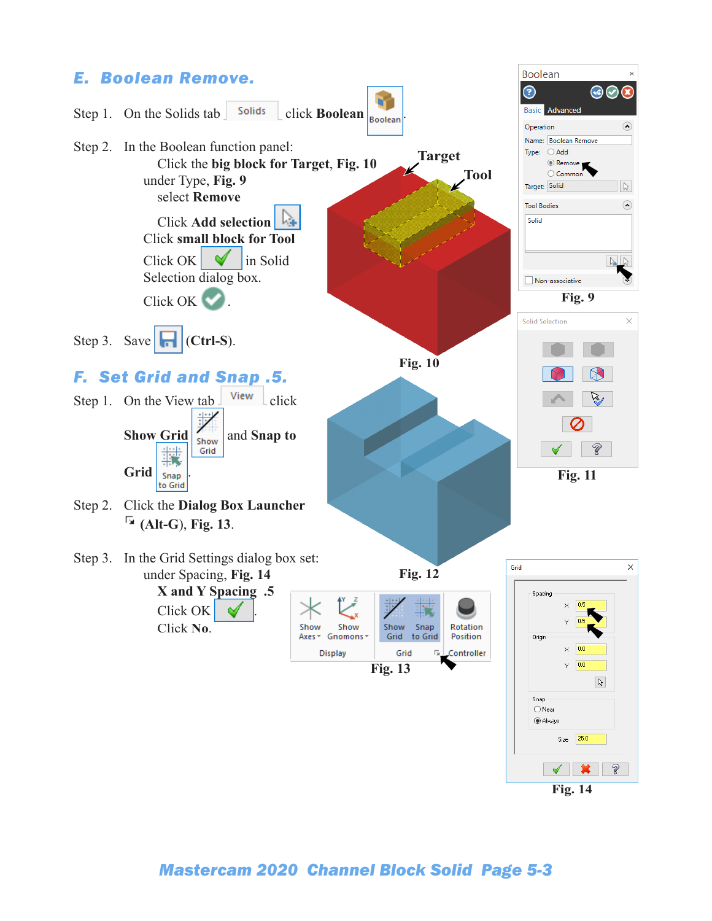## E. Boolean Remove.

Step 1. On the Solids tab Solids click **Boolean** Boolean.

Step 2. In the Boolean function panel:

Click the **big block for Target**, **Fig. 10**

under Type, **Fig. 9**

select **Remove**

Click **Add selection**

Click **small block for Tool**

Click OK in Solid Selection dialog box.

Click OK .

Step 3. Save (**Ctrl-S**).

## F. Set Grid and Snap .5.

Step 1. On the View tab View click

**Show Grid** Show Grid and **Snap to Grid** Snap to Grid.

Step 2. Click the **Dialog Box Launcher** (**Alt-G**), **Fig. 13**.

Step 3. In the Grid Settings dialog box set:

under Spacing, **Fig. 14**

**X and Y Spacing .5**

Click OK .

Click **No**.

Target

Tool

Fig. 10

Fig. 12

Fig. 9

Fig. 11

Fig. 13

Fig. 14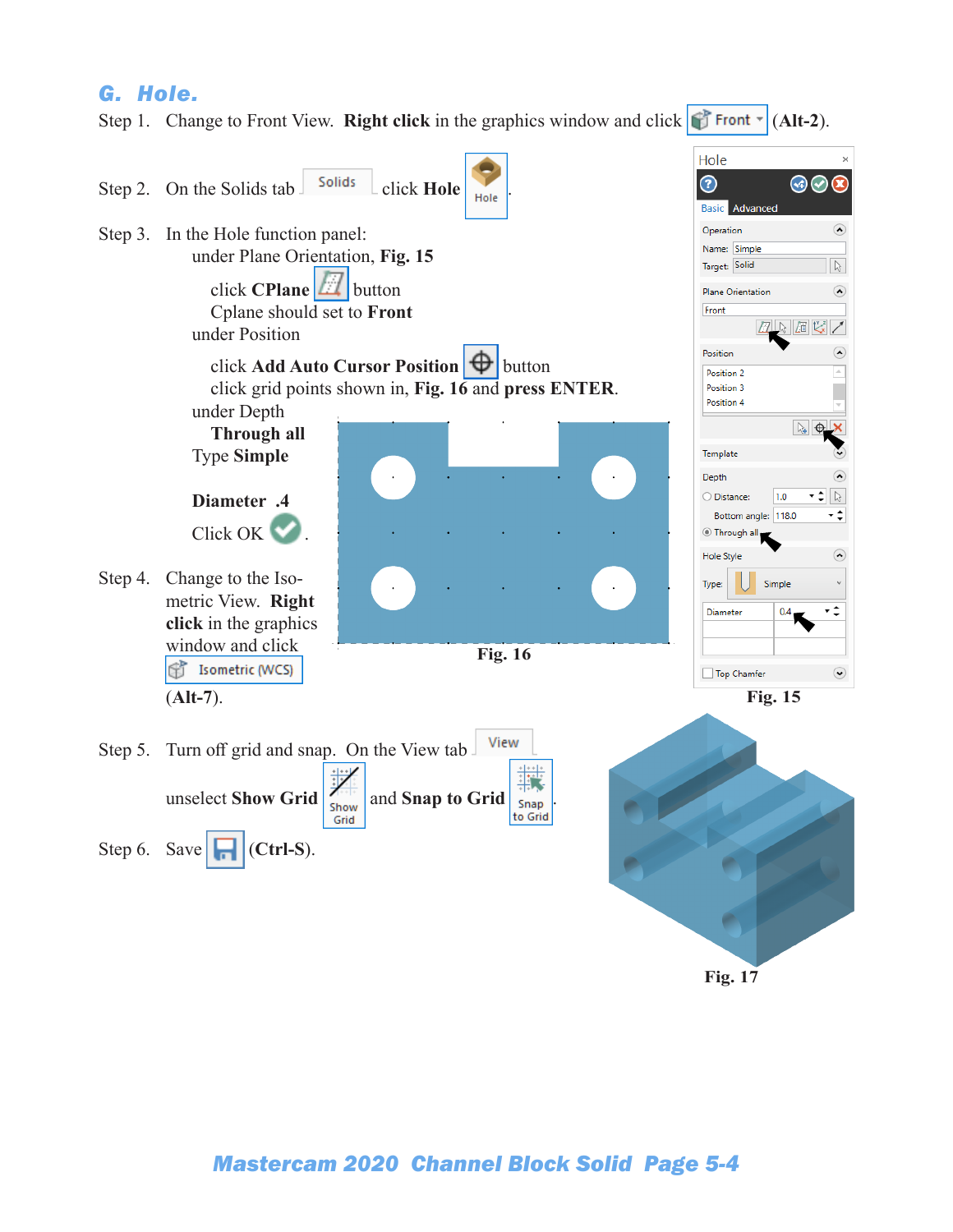## G. Hole.

Step 1. Change to Front View. **Right click** in the graphics window and click Front (**Alt-2**).

Step 2. On the Solids tab Solids click **Hole** Hole.

Step 3. In the Hole function panel:

under Plane Orientation, **Fig. 15**

click **CPlane** button

Cplane should set to **Front**

under Position

click **Add Auto Cursor Position** button

click grid points shown in, **Fig. 16** and **press ENTER**.

under Depth

**Through all**

Type **Simple**

**Diameter .4**

Click OK.

Step 4. Change to the Isometric View. **Right click** in the graphics window and click Isometric (WCS) (**Alt-7**).

Fig. 16

Fig. 15

Step 5. Turn off grid and snap. On the View tab View unselect **Show Grid** Show Grid and **Snap to Grid** Snap to Grid.

Step 6. Save (**Ctrl-S**).

Fig. 17